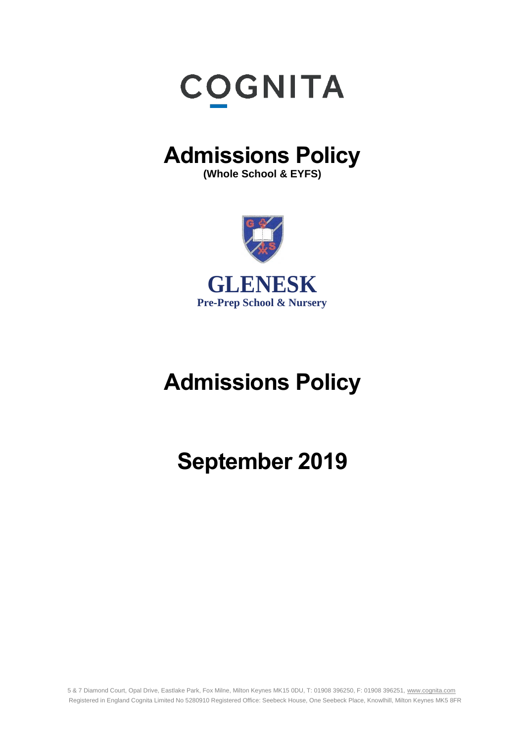COGNITA

# Admissions Policy

**(Whole School & EYFS)**

**GLENESK**

**Pre-Prep School & Nursery**

# Admissions Policy

# September 2019

5 & 7 Diamond Court, Opal Drive, Eastlake Park, Fox Milne, Milton Keynes MK15 0DU, T: 01908 396250, F: 01908 396251, www.cognita.com
Registered in England Cognita Limited No 5280910 Registered Office: Seebeck House, One Seebeck Place, Knowlhill, Milton Keynes MK5 8FR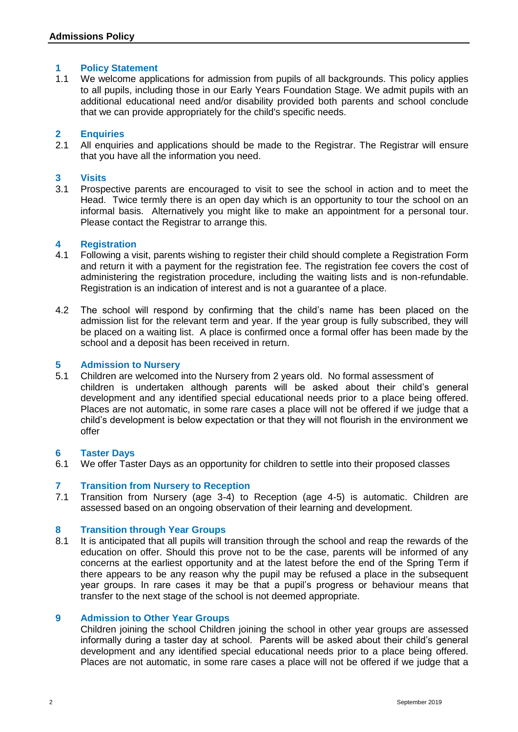## 1 Policy Statement

1.1 We welcome applications for admission from pupils of all backgrounds. This policy applies to all pupils, including those in our Early Years Foundation Stage. We admit pupils with an additional educational need and/or disability provided both parents and school conclude that we can provide appropriately for the child's specific needs.

## 2 Enquiries

2.1 All enquiries and applications should be made to the Registrar. The Registrar will ensure that you have all the information you need.

## 3 Visits

3.1 Prospective parents are encouraged to visit to see the school in action and to meet the Head. Twice termly there is an open day which is an opportunity to tour the school on an informal basis. Alternatively you might like to make an appointment for a personal tour. Please contact the Registrar to arrange this.

## 4 Registration

4.1 Following a visit, parents wishing to register their child should complete a Registration Form and return it with a payment for the registration fee. The registration fee covers the cost of administering the registration procedure, including the waiting lists and is non-refundable. Registration is an indication of interest and is not a guarantee of a place.

4.2 The school will respond by confirming that the child's name has been placed on the admission list for the relevant term and year. If the year group is fully subscribed, they will be placed on a waiting list. A place is confirmed once a formal offer has been made by the school and a deposit has been received in return.

## 5 Admission to Nursery

5.1 Children are welcomed into the Nursery from 2 years old. No formal assessment of children is undertaken although parents will be asked about their child's general development and any identified special educational needs prior to a place being offered. Places are not automatic, in some rare cases a place will not be offered if we judge that a child's development is below expectation or that they will not flourish in the environment we offer

## 6 Taster Days

6.1 We offer Taster Days as an opportunity for children to settle into their proposed classes

## 7 Transition from Nursery to Reception

7.1 Transition from Nursery (age 3-4) to Reception (age 4-5) is automatic. Children are assessed based on an ongoing observation of their learning and development.

## 8 Transition through Year Groups

8.1 It is anticipated that all pupils will transition through the school and reap the rewards of the education on offer. Should this prove not to be the case, parents will be informed of any concerns at the earliest opportunity and at the latest before the end of the Spring Term if there appears to be any reason why the pupil may be refused a place in the subsequent year groups. In rare cases it may be that a pupil's progress or behaviour means that transfer to the next stage of the school is not deemed appropriate.

## 9 Admission to Other Year Groups

Children joining the school Children joining the school in other year groups are assessed informally during a taster day at school. Parents will be asked about their child's general development and any identified special educational needs prior to a place being offered. Places are not automatic, in some rare cases a place will not be offered if we judge that a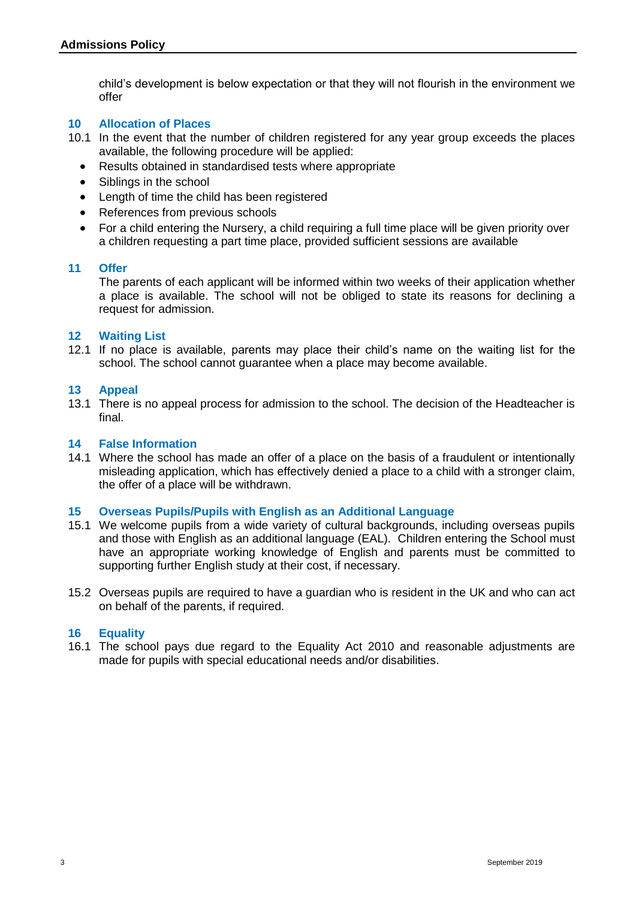child's development is below expectation or that they will not flourish in the environment we offer

## 10 Allocation of Places

10.1 In the event that the number of children registered for any year group exceeds the places available, the following procedure will be applied:

- Results obtained in standardised tests where appropriate
- Siblings in the school
- Length of time the child has been registered
- References from previous schools
- For a child entering the Nursery, a child requiring a full time place will be given priority over a children requesting a part time place, provided sufficient sessions are available

## 11 Offer

The parents of each applicant will be informed within two weeks of their application whether a place is available. The school will not be obliged to state its reasons for declining a request for admission.

## 12 Waiting List

12.1 If no place is available, parents may place their child's name on the waiting list for the school. The school cannot guarantee when a place may become available.

## 13 Appeal

13.1 There is no appeal process for admission to the school. The decision of the Headteacher is final.

## 14 False Information

14.1 Where the school has made an offer of a place on the basis of a fraudulent or intentionally misleading application, which has effectively denied a place to a child with a stronger claim, the offer of a place will be withdrawn.

## 15 Overseas Pupils/Pupils with English as an Additional Language

15.1 We welcome pupils from a wide variety of cultural backgrounds, including overseas pupils and those with English as an additional language (EAL). Children entering the School must have an appropriate working knowledge of English and parents must be committed to supporting further English study at their cost, if necessary.

15.2 Overseas pupils are required to have a guardian who is resident in the UK and who can act on behalf of the parents, if required.

## 16 Equality

16.1 The school pays due regard to the Equality Act 2010 and reasonable adjustments are made for pupils with special educational needs and/or disabilities.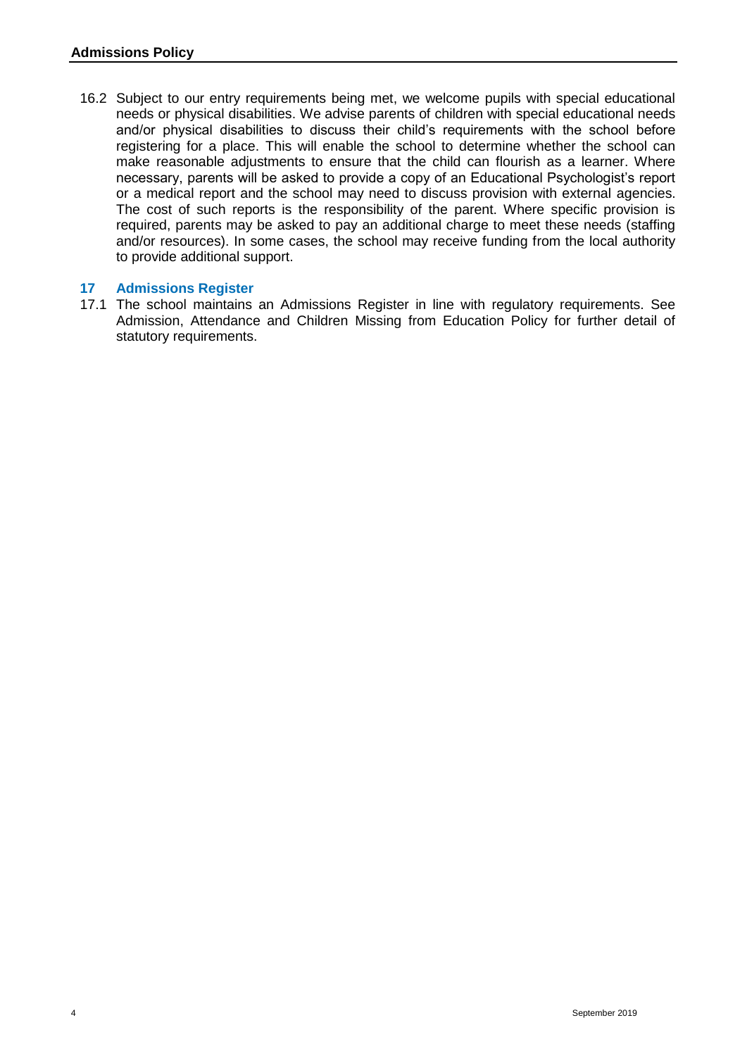16.2 Subject to our entry requirements being met, we welcome pupils with special educational needs or physical disabilities. We advise parents of children with special educational needs and/or physical disabilities to discuss their child's requirements with the school before registering for a place. This will enable the school to determine whether the school can make reasonable adjustments to ensure that the child can flourish as a learner. Where necessary, parents will be asked to provide a copy of an Educational Psychologist's report or a medical report and the school may need to discuss provision with external agencies. The cost of such reports is the responsibility of the parent. Where specific provision is required, parents may be asked to pay an additional charge to meet these needs (staffing and/or resources). In some cases, the school may receive funding from the local authority to provide additional support.

## 17 Admissions Register

17.1 The school maintains an Admissions Register in line with regulatory requirements. See Admission, Attendance and Children Missing from Education Policy for further detail of statutory requirements.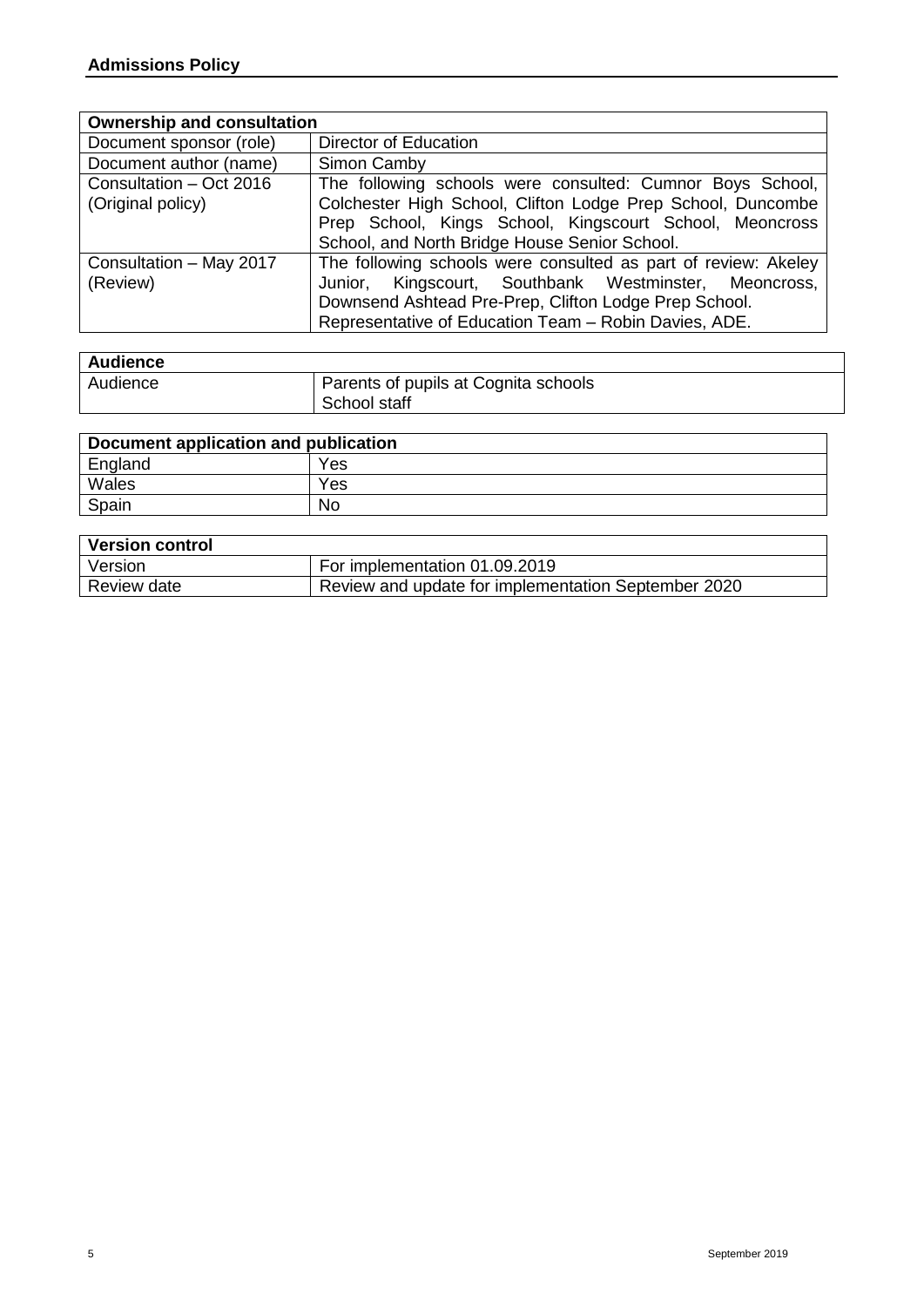| Ownership and consultation | |
|---|---|
| Document sponsor (role) | Director of Education |
| Document author (name) | Simon Camby |
| Consultation – Oct 2016 (Original policy) | The following schools were consulted: Cumnor Boys School, Colchester High School, Clifton Lodge Prep School, Duncombe Prep School, Kings School, Kingscourt School, Meoncross School, and North Bridge House Senior School. |
| Consultation – May 2017 (Review) | The following schools were consulted as part of review: Akeley Junior, Kingscourt, Southbank Westminster, Meoncross, Downsend Ashtead Pre-Prep, Clifton Lodge Prep School. Representative of Education Team – Robin Davies, ADE. |

| Audience | |
|---|---|
| Audience | Parents of pupils at Cognita schools<br>School staff |

| Document application and publication | |
|---|---|
| England | Yes |
| Wales | Yes |
| Spain | No |

| Version control | |
|---|---|
| Version | For implementation 01.09.2019 |
| Review date | Review and update for implementation September 2020 |